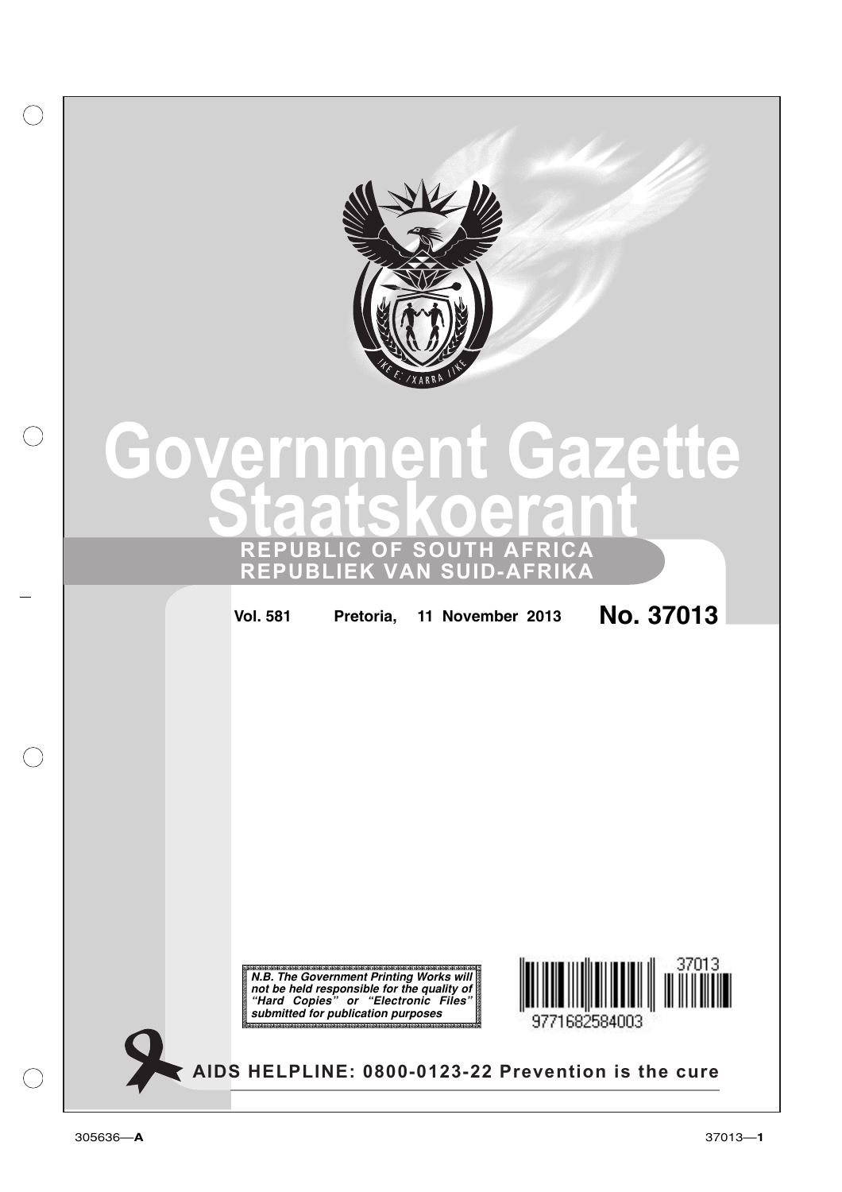# Government Gazette
# Staatskoerant

**REPUBLIC OF SOUTH AFRICA**
**REPUBLIEK VAN SUID-AFRIKA**

**Vol. 581** **Pretoria, 11 November 2013** **No. 37013**

***N.B. The Government Printing Works will not be held responsible for the quality of "Hard Copies" or "Electronic Files" submitted for publication purposes***

**AIDS HELPLINE: 0800-0123-22 Prevention is the cure**

305636—**A**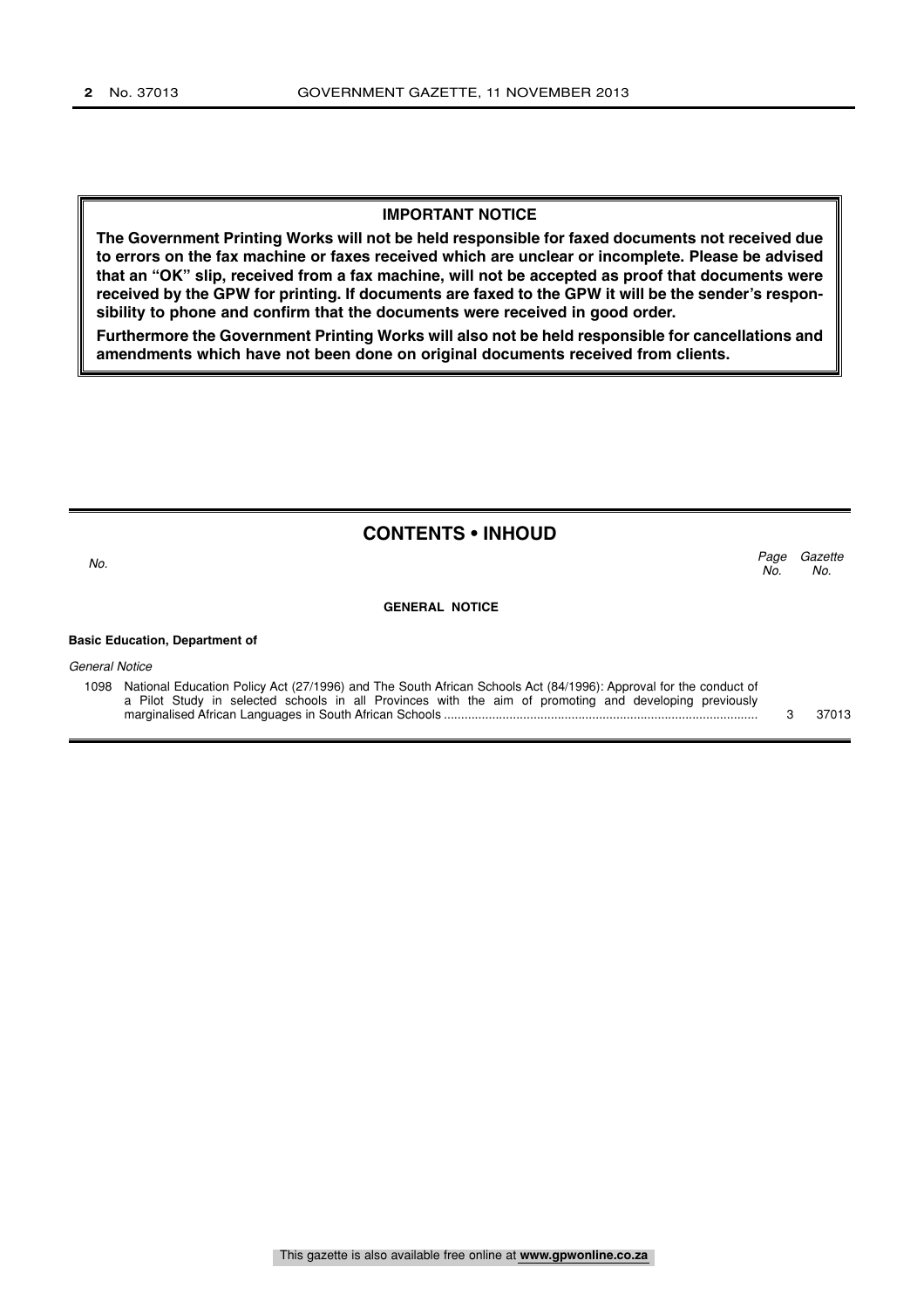**IMPORTANT NOTICE**

**The Government Printing Works will not be held responsible for faxed documents not received due to errors on the fax machine or faxes received which are unclear or incomplete. Please be advised that an "OK" slip, received from a fax machine, will not be accepted as proof that documents were received by the GPW for printing. If documents are faxed to the GPW it will be the sender's responsibility to phone and confirm that the documents were received in good order.**

**Furthermore the Government Printing Works will also not be held responsible for cancellations and amendments which have not been done on original documents received from clients.**

## CONTENTS • INHOUD

| *No.* | | *Page No.* | *Gazette No.* |
|---|---|---|---|
| | **GENERAL NOTICE** | | |
| | **Basic Education, Department of** | | |
| | *General Notice* | | |
| 1098 | National Education Policy Act (27/1996) and The South African Schools Act (84/1996): Approval for the conduct of a Pilot Study in selected schools in all Provinces with the aim of promoting and developing previously marginalised African Languages in South African Schools | 3 | 37013 |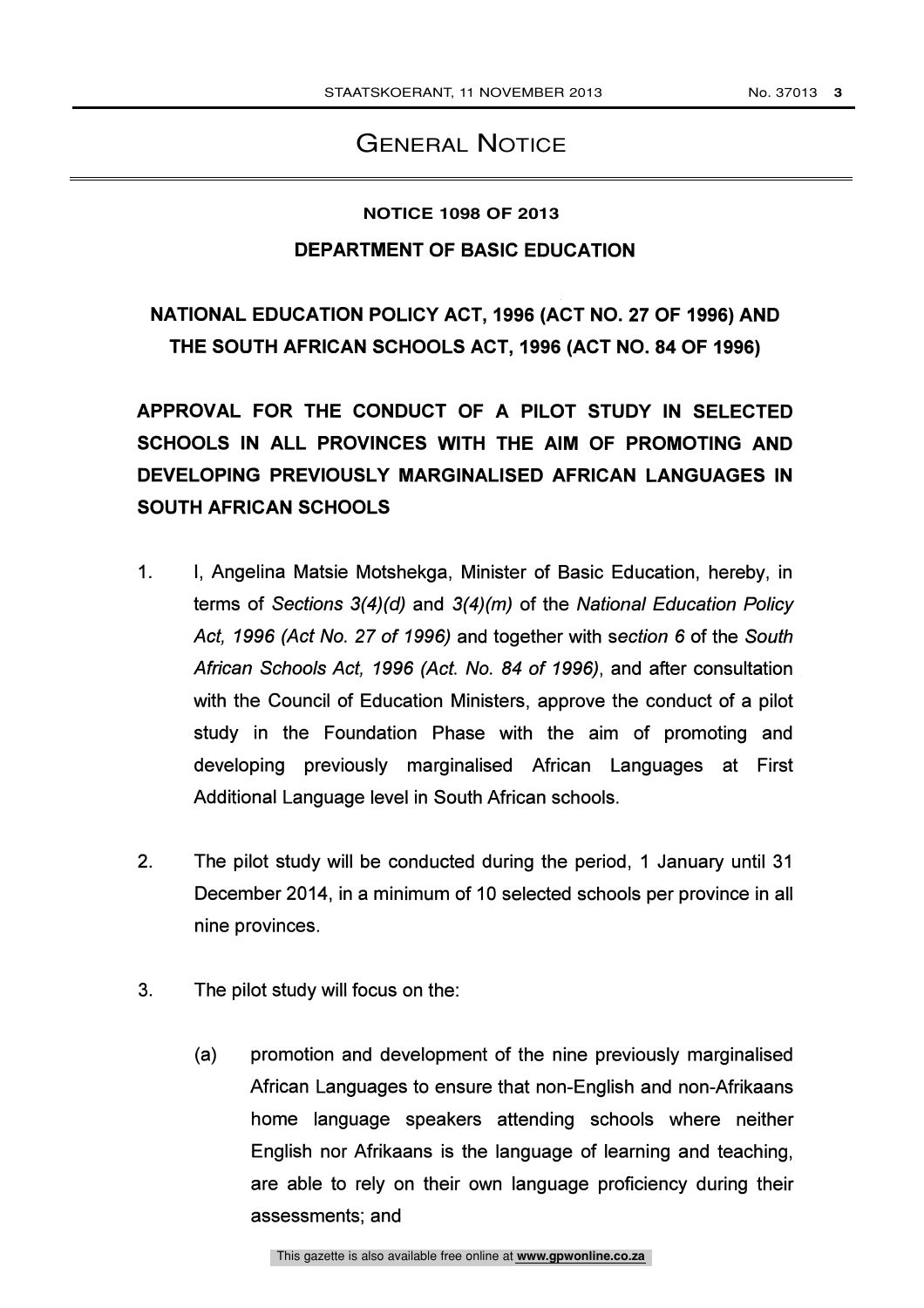# GENERAL NOTICE

**NOTICE 1098 OF 2013**

**DEPARTMENT OF BASIC EDUCATION**

**NATIONAL EDUCATION POLICY ACT, 1996 (ACT NO. 27 OF 1996) AND THE SOUTH AFRICAN SCHOOLS ACT, 1996 (ACT NO. 84 OF 1996)**

**APPROVAL FOR THE CONDUCT OF A PILOT STUDY IN SELECTED SCHOOLS IN ALL PROVINCES WITH THE AIM OF PROMOTING AND DEVELOPING PREVIOUSLY MARGINALISED AFRICAN LANGUAGES IN SOUTH AFRICAN SCHOOLS**

1. I, Angelina Matsie Motshekga, Minister of Basic Education, hereby, in terms of *Sections 3(4)(d)* and *3(4)(m)* of the *National Education Policy Act, 1996 (Act No. 27 of 1996)* and together with s*ection 6* of the *South African Schools Act, 1996 (Act. No. 84 of 1996)*, and after consultation with the Council of Education Ministers, approve the conduct of a pilot study in the Foundation Phase with the aim of promoting and developing previously marginalised African Languages at First Additional Language level in South African schools.

2. The pilot study will be conducted during the period, 1 January until 31 December 2014, in a minimum of 10 selected schools per province in all nine provinces.

3. The pilot study will focus on the:

   (a) promotion and development of the nine previously marginalised African Languages to ensure that non-English and non-Afrikaans home language speakers attending schools where neither English nor Afrikaans is the language of learning and teaching, are able to rely on their own language proficiency during their assessments; and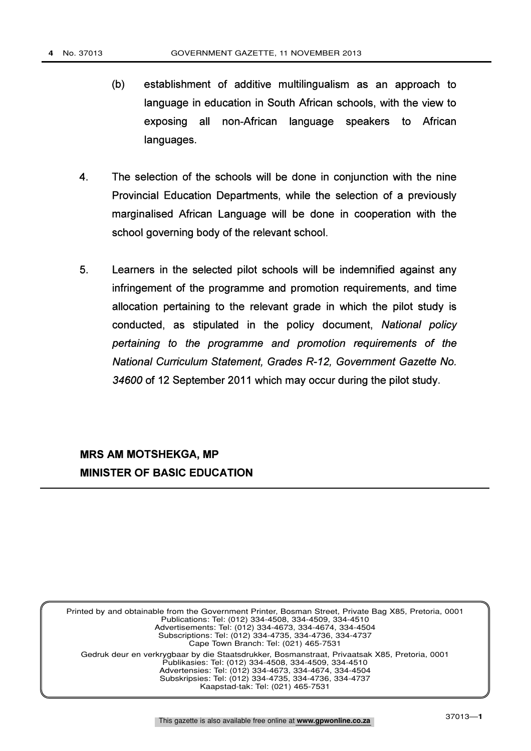(b) establishment of additive multilingualism as an approach to language in education in South African schools, with the view to exposing all non-African language speakers to African languages.

4. The selection of the schools will be done in conjunction with the nine Provincial Education Departments, while the selection of a previously marginalised African Language will be done in cooperation with the school governing body of the relevant school.

5. Learners in the selected pilot schools will be indemnified against any infringement of the programme and promotion requirements, and time allocation pertaining to the relevant grade in which the pilot study is conducted, as stipulated in the policy document, *National policy pertaining to the programme and promotion requirements of the National Curriculum Statement, Grades R-12, Government Gazette No. 34600* of 12 September 2011 which may occur during the pilot study.

**MRS AM MOTSHEKGA, MP**
**MINISTER OF BASIC EDUCATION**

Printed by and obtainable from the Government Printer, Bosman Street, Private Bag X85, Pretoria, 0001
Publications: Tel: (012) 334-4508, 334-4509, 334-4510
Advertisements: Tel: (012) 334-4673, 334-4674, 334-4504
Subscriptions: Tel: (012) 334-4735, 334-4736, 334-4737
Cape Town Branch: Tel: (021) 465-7531

Gedruk deur en verkrygbaar by die Staatsdrukker, Bosmanstraat, Privaatsak X85, Pretoria, 0001
Publikasies: Tel: (012) 334-4508, 334-4509, 334-4510
Advertensies: Tel: (012) 334-4673, 334-4674, 334-4504
Subskripsies: Tel: (012) 334-4735, 334-4736, 334-4737
Kaapstad-tak: Tel: (021) 465-7531